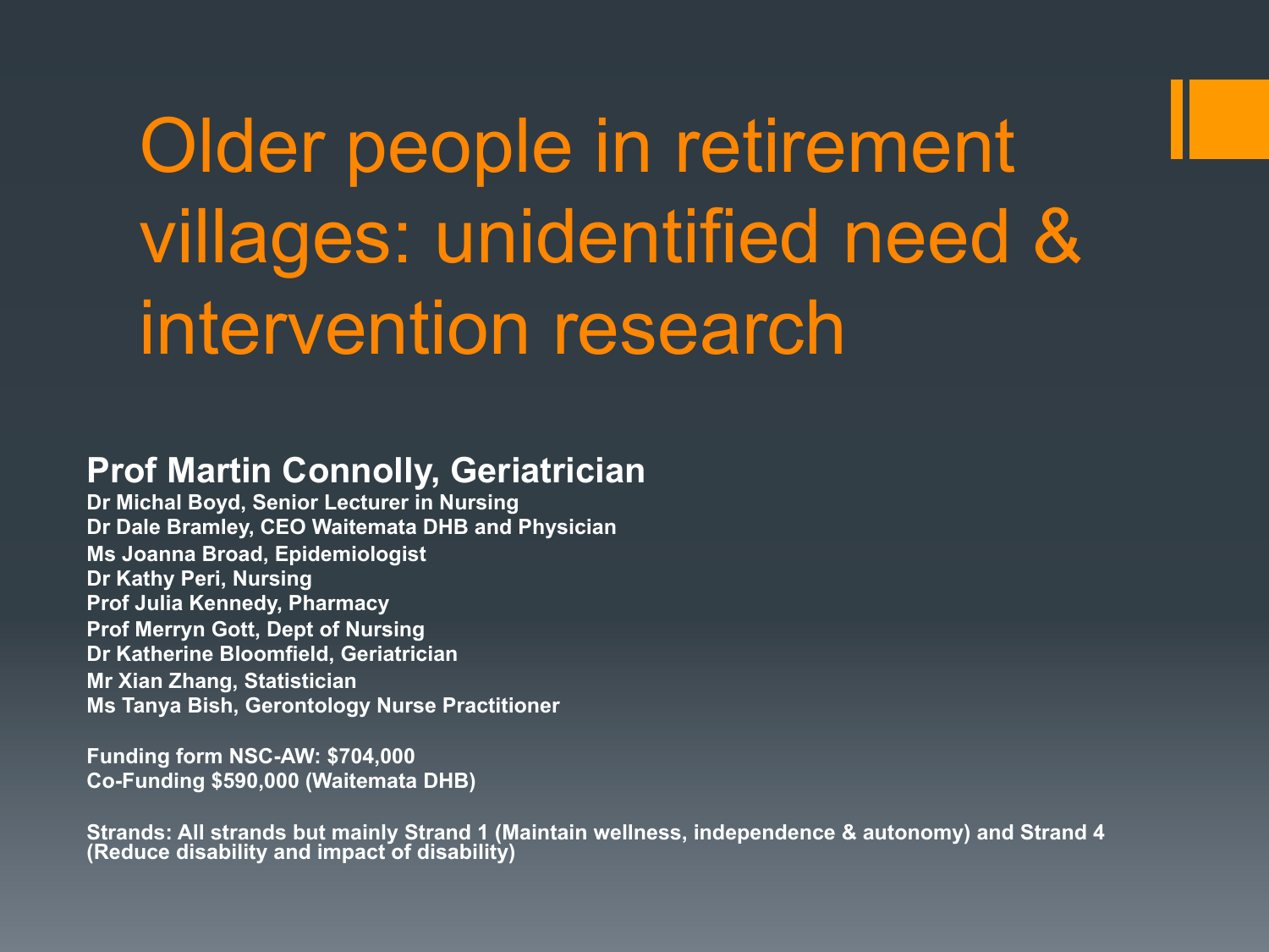# Older people in retirement villages: unidentified need & intervention research

**Prof Martin Connolly, Geriatrician**

**Dr Michal Boyd, Senior Lecturer in Nursing**
**Dr Dale Bramley, CEO Waitemata DHB and Physician**
**Ms Joanna Broad, Epidemiologist**
**Dr Kathy Peri, Nursing**
**Prof Julia Kennedy, Pharmacy**
**Prof Merryn Gott, Dept of Nursing**
**Dr Katherine Bloomfield, Geriatrician**
**Mr Xian Zhang, Statistician**
**Ms Tanya Bish, Gerontology Nurse Practitioner**

**Funding form NSC-AW: $704,000**
**Co-Funding $590,000 (Waitemata DHB)**

**Strands: All strands but mainly Strand 1 (Maintain wellness, independence & autonomy) and Strand 4 (Reduce disability and impact of disability)**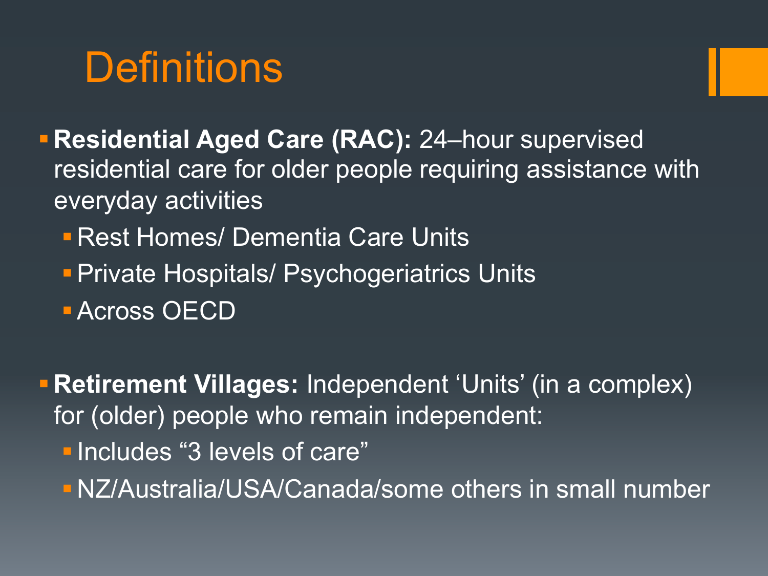# Definitions

- **Residential Aged Care (RAC):** 24–hour supervised residential care for older people requiring assistance with everyday activities
  - Rest Homes/ Dementia Care Units
  - Private Hospitals/ Psychogeriatrics Units
  - Across OECD

- **Retirement Villages:** Independent 'Units' (in a complex) for (older) people who remain independent:
  - Includes "3 levels of care"
  - NZ/Australia/USA/Canada/some others in small number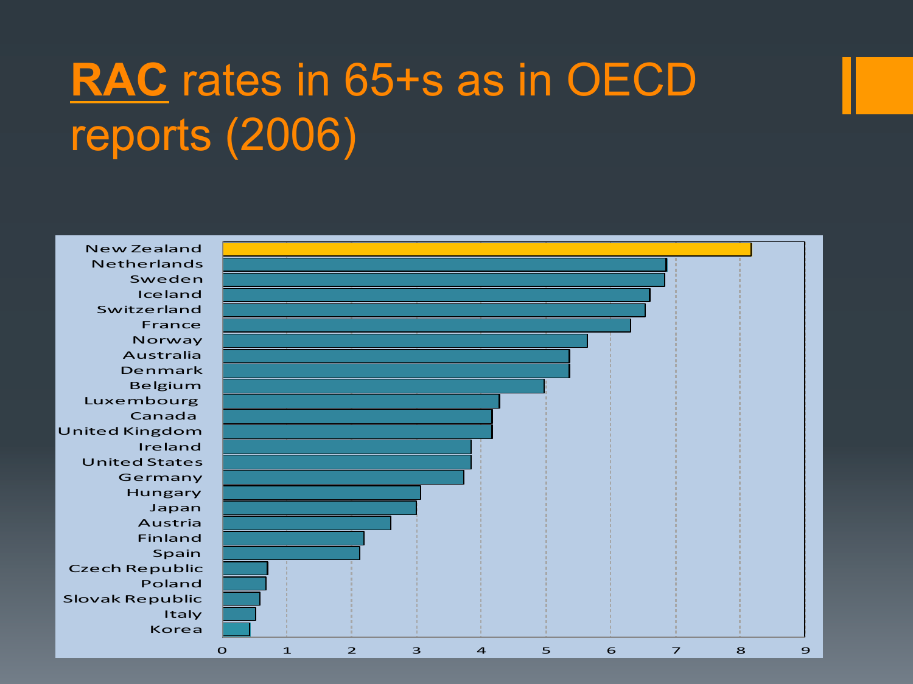# RAC rates in 65+s as in OECD reports (2006)

- New Zealand
- Netherlands
- Sweden
- Iceland
- Switzerland
- France
- Norway
- Australia
- Denmark
- Belgium
- Luxembourg
- Canada
- United Kingdom
- Ireland
- United States
- Germany
- Hungary
- Japan
- Austria
- Finland
- Spain
- Czech Republic
- Poland
- Slovak Republic
- Italy
- Korea

0 1 2 3 4 5 6 7 8 9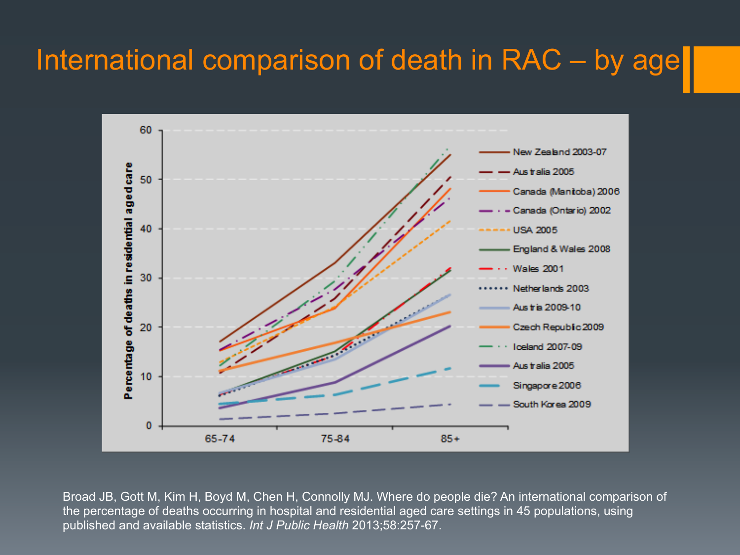# International comparison of death in RAC – by age

Broad JB, Gott M, Kim H, Boyd M, Chen H, Connolly MJ. Where do people die? An international comparison of the percentage of deaths occurring in hospital and residential aged care settings in 45 populations, using published and available statistics. *Int J Public Health* 2013;58:257-67.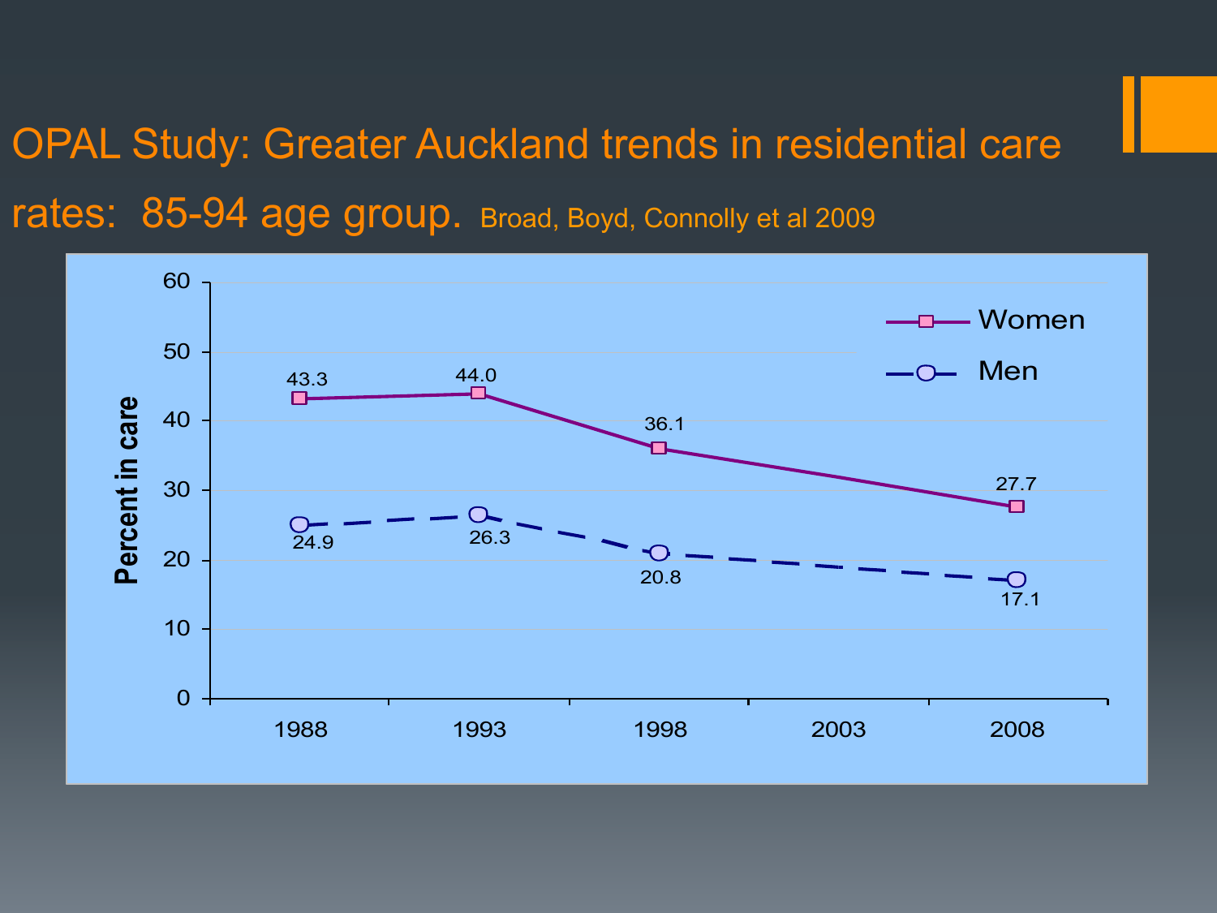# OPAL Study: Greater Auckland trends in residential care rates: 85-94 age group. Broad, Boyd, Connolly et al 2009

| Year | Women (Percent in care) | Men (Percent in care) |
|---|---|---|
| 1988 | 43.3 | 24.9 |
| 1993 | 44.0 | 26.3 |
| 1998 | 36.1 | 20.8 |
| 2008 | 27.7 | 17.1 |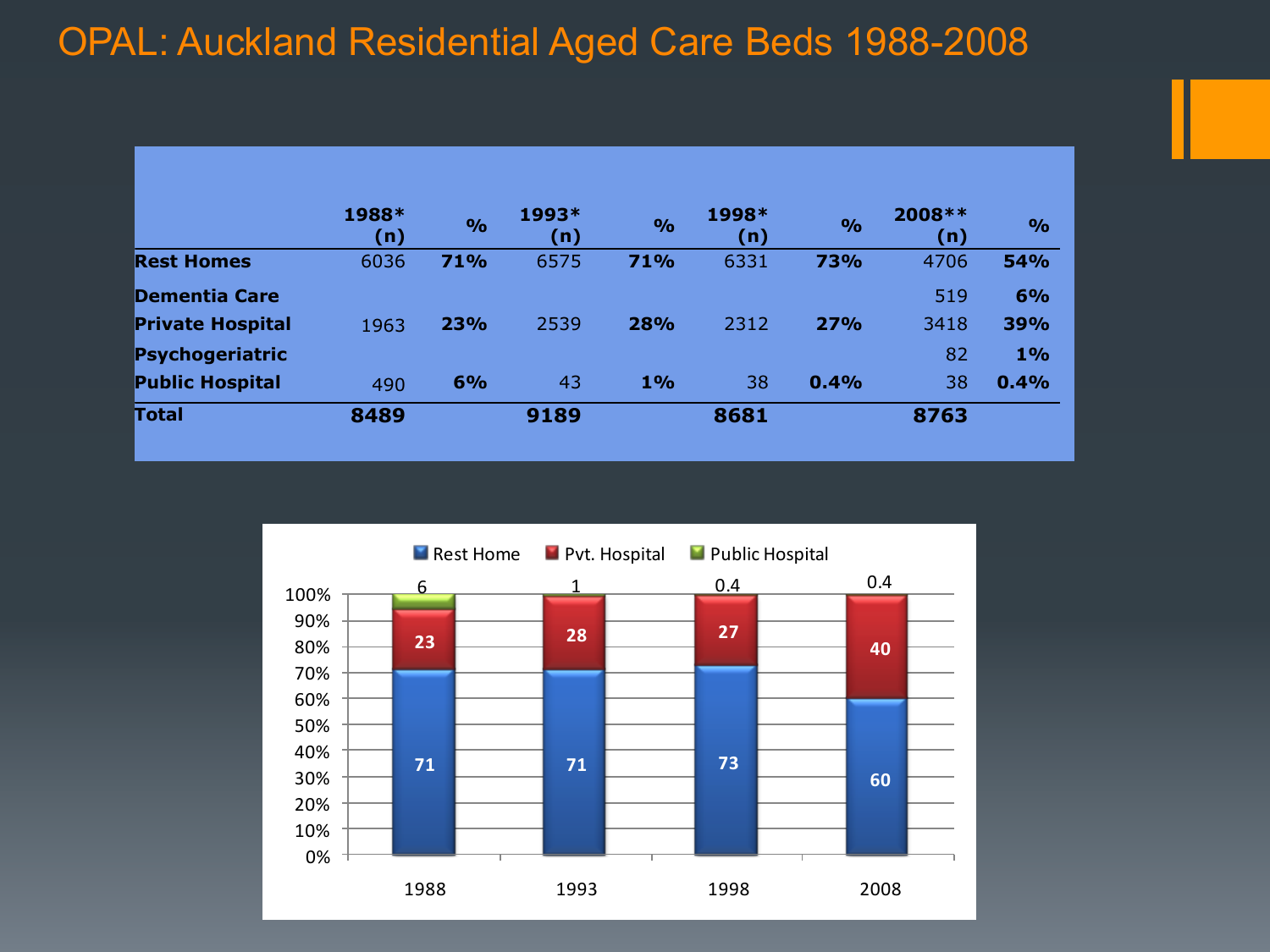# OPAL: Auckland Residential Aged Care Beds 1988-2008

| | 1988* (n) | % | 1993* (n) | % | 1998* (n) | % | 2008** (n) | % |
|---|---|---|---|---|---|---|---|---|
| **Rest Homes** | 6036 | **71%** | 6575 | **71%** | 6331 | **73%** | 4706 | **54%** |
| **Dementia Care** | | | | | | | 519 | **6%** |
| **Private Hospital** | 1963 | **23%** | 2539 | **28%** | 2312 | **27%** | 3418 | **39%** |
| **Psychogeriatric** | | | | | | | 82 | **1%** |
| **Public Hospital** | 490 | **6%** | 43 | **1%** | 38 | **0.4%** | 38 | **0.4%** |
| **Total** | **8489** | | **9189** | | **8681** | | **8763** | |

| | 1988 | 1993 | 1998 | 2008 |
|---|---|---|---|---|
| Rest Home | 71 | 71 | 73 | 60 |
| Pvt. Hospital | 23 | 28 | 27 | 40 |
| Public Hospital | 6 | 1 | 0.4 | 0.4 |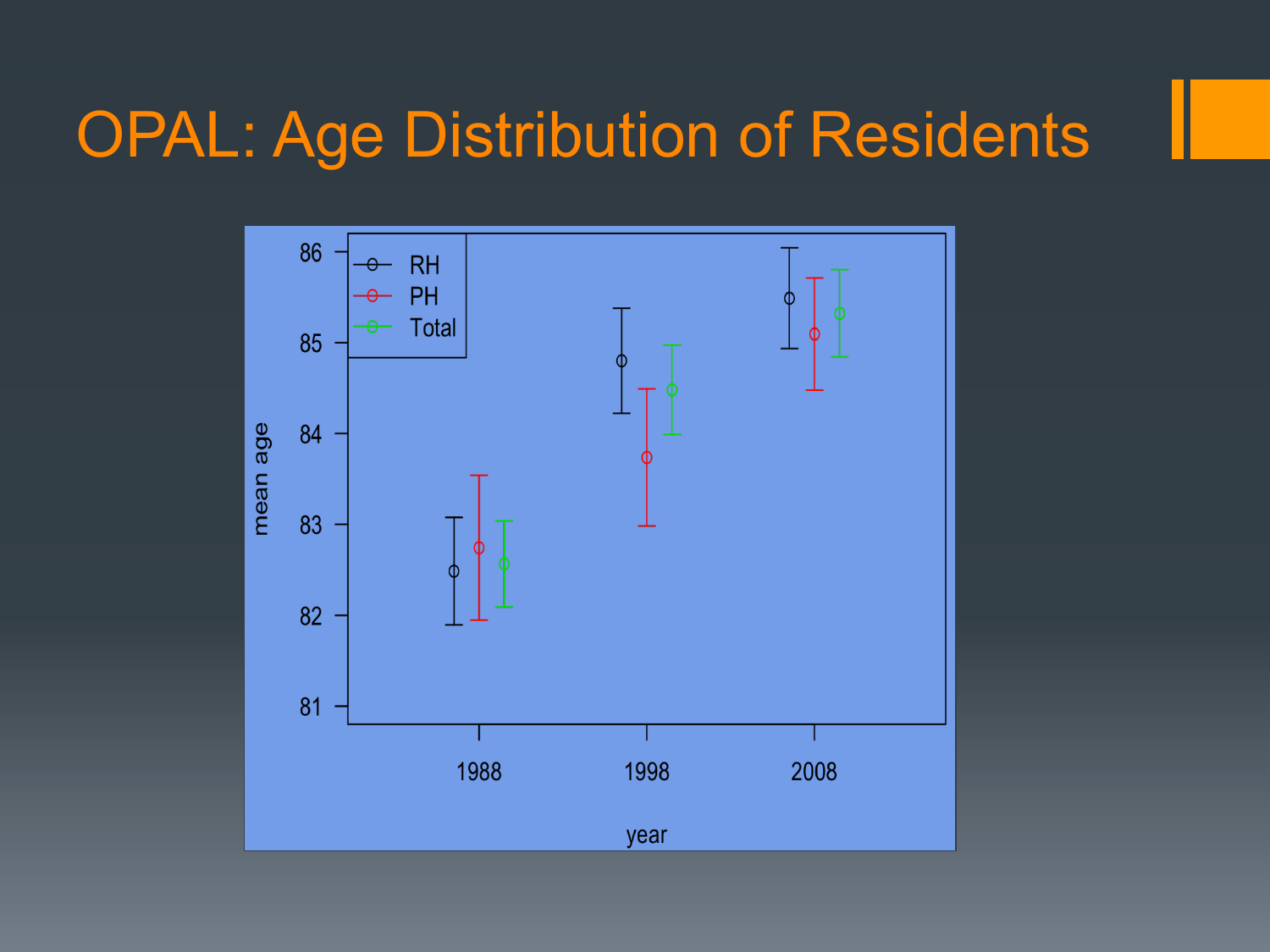# OPAL: Age Distribution of Residents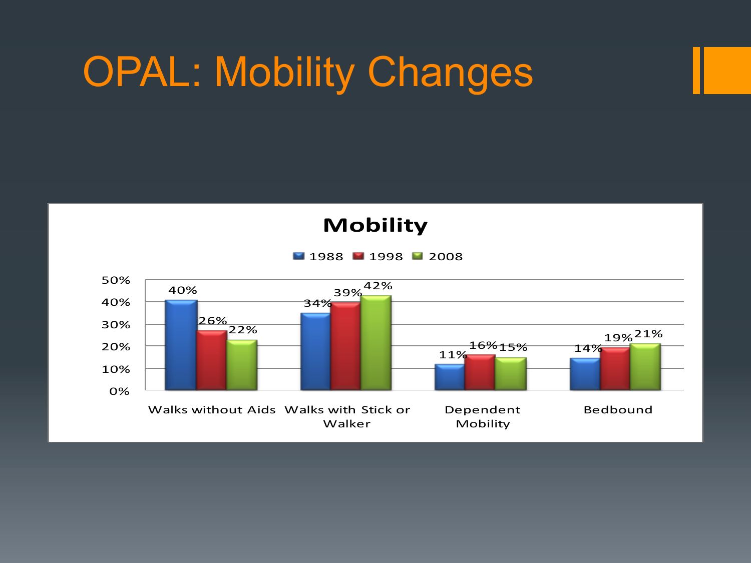# OPAL: Mobility Changes

**Mobility**

| | 1988 | 1998 | 2008 |
|---|---|---|---|
| Walks without Aids | 40% | 26% | 22% |
| Walks with Stick or Walker | 34% | 39% | 42% |
| Dependent Mobility | 11% | 16% | 15% |
| Bedbound | 14% | 19% | 21% |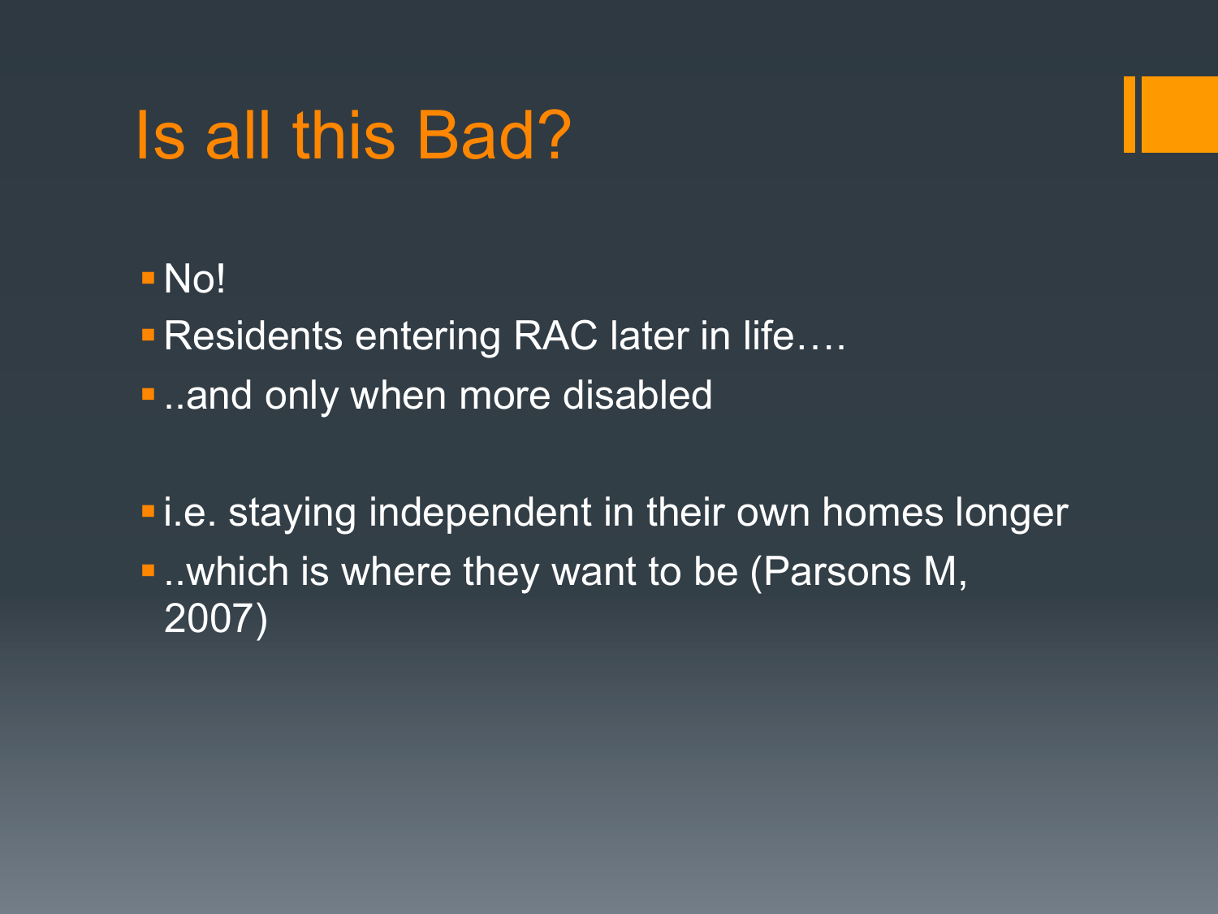# Is all this Bad?

- No!
- Residents entering RAC later in life….
- ..and only when more disabled

- i.e. staying independent in their own homes longer
- ..which is where they want to be (Parsons M, 2007)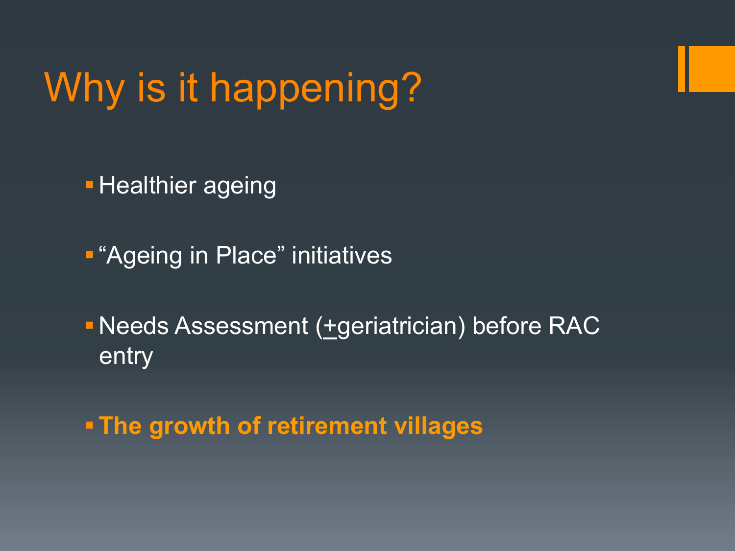# Why is it happening?

- Healthier ageing
- "Ageing in Place" initiatives
- Needs Assessment (±geriatrician) before RAC entry
- **The growth of retirement villages**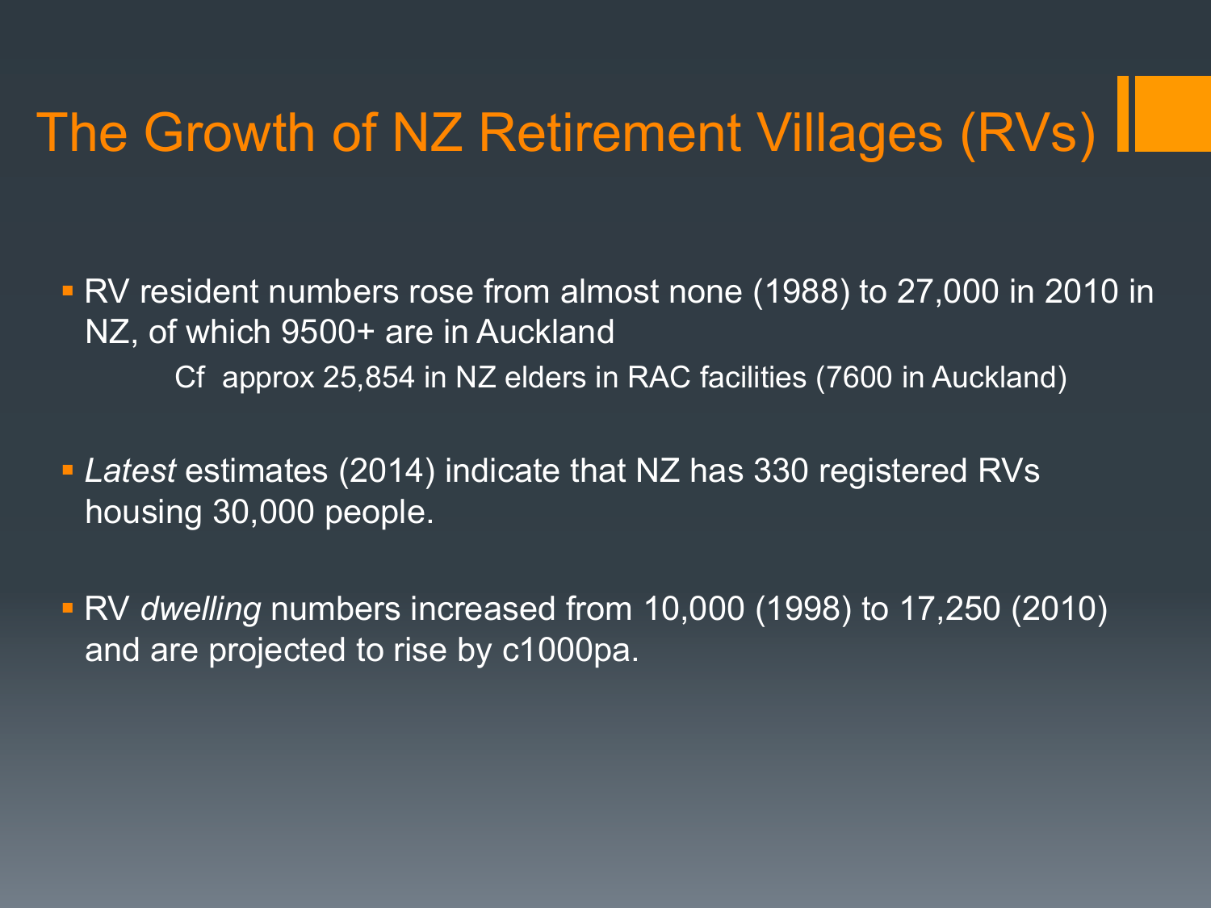# The Growth of NZ Retirement Villages (RVs)

- RV resident numbers rose from almost none (1988) to 27,000 in 2010 in NZ, of which 9500+ are in Auckland

  Cf approx 25,854 in NZ elders in RAC facilities (7600 in Auckland)

- *Latest* estimates (2014) indicate that NZ has 330 registered RVs housing 30,000 people.

- RV *dwelling* numbers increased from 10,000 (1998) to 17,250 (2010) and are projected to rise by c1000pa.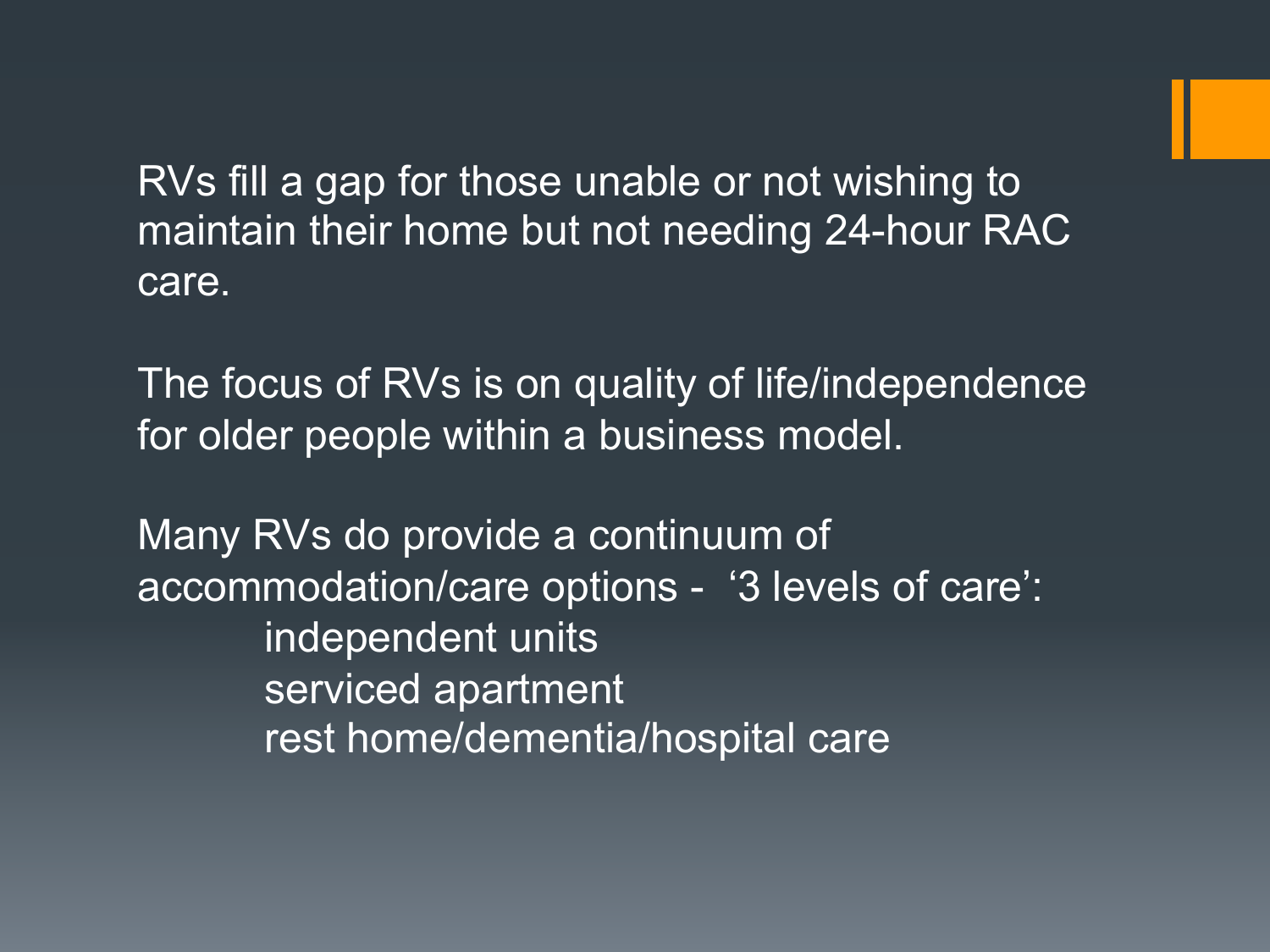RVs fill a gap for those unable or not wishing to maintain their home but not needing 24-hour RAC care.

The focus of RVs is on quality of life/independence for older people within a business model.

Many RVs do provide a continuum of accommodation/care options - ‘3 levels of care’:

- independent units
- serviced apartment
- rest home/dementia/hospital care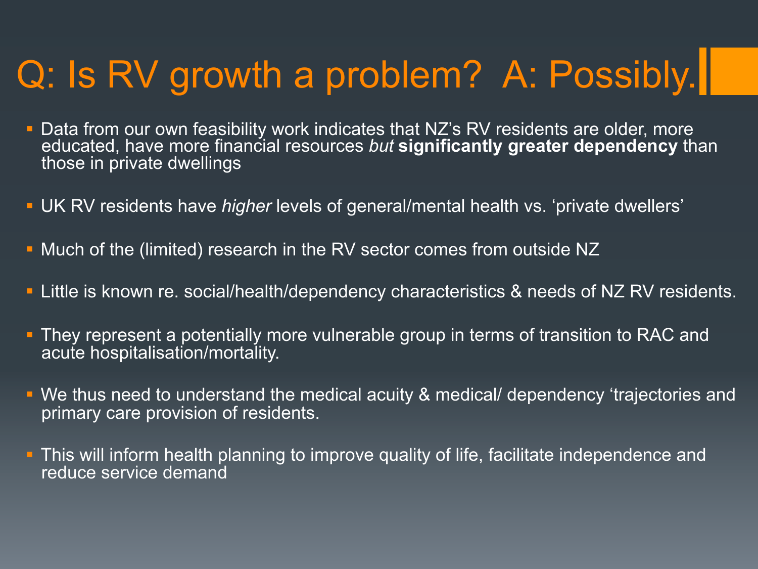# Q: Is RV growth a problem? A: Possibly.

- Data from our own feasibility work indicates that NZ's RV residents are older, more educated, have more financial resources *but* **significantly greater dependency** than those in private dwellings
- UK RV residents have *higher* levels of general/mental health vs. 'private dwellers'
- Much of the (limited) research in the RV sector comes from outside NZ
- Little is known re. social/health/dependency characteristics & needs of NZ RV residents.
- They represent a potentially more vulnerable group in terms of transition to RAC and acute hospitalisation/mortality.
- We thus need to understand the medical acuity & medical/ dependency 'trajectories and primary care provision of residents.
- This will inform health planning to improve quality of life, facilitate independence and reduce service demand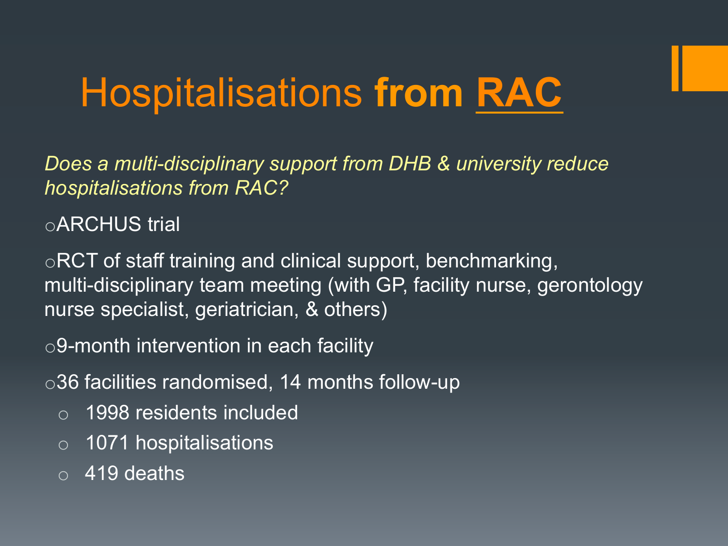# Hospitalisations **from RAC**

*Does a multi-disciplinary support from DHB & university reduce hospitalisations from RAC?*

- ARCHUS trial
- RCT of staff training and clinical support, benchmarking, multi-disciplinary team meeting (with GP, facility nurse, gerontology nurse specialist, geriatrician, & others)
- 9-month intervention in each facility
- 36 facilities randomised, 14 months follow-up
  - 1998 residents included
  - 1071 hospitalisations
  - 419 deaths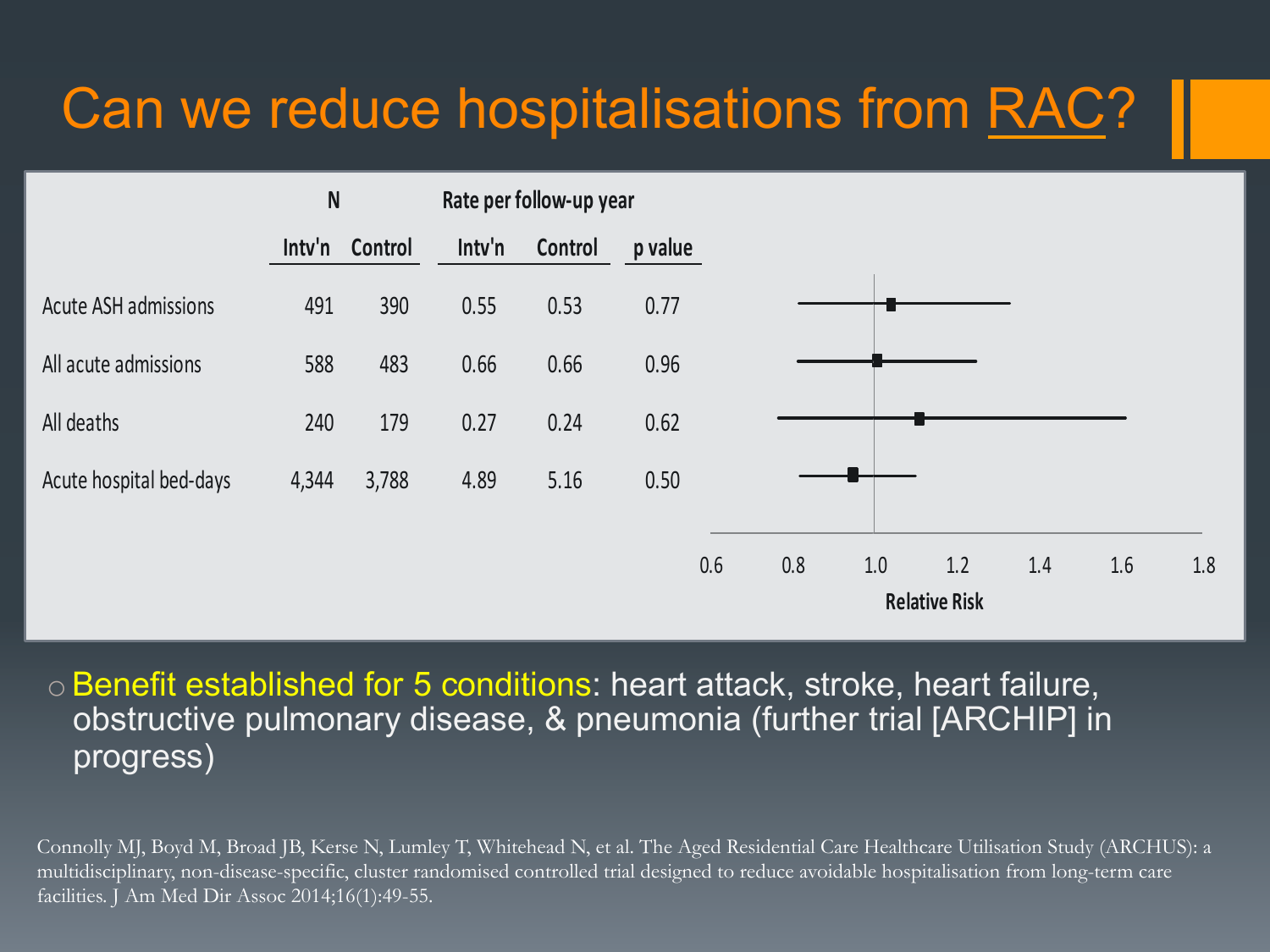# Can we reduce hospitalisations from RAC?

| | N | | Rate per follow-up year | | |
|---|---|---|---|---|---|
| | Intv'n | Control | Intv'n | Control | p value |
| Acute ASH admissions | 491 | 390 | 0.55 | 0.53 | 0.77 |
| All acute admissions | 588 | 483 | 0.66 | 0.66 | 0.96 |
| All deaths | 240 | 179 | 0.27 | 0.24 | 0.62 |
| Acute hospital bed-days | 4,344 | 3,788 | 4.89 | 5.16 | 0.50 |

Relative Risk (axis: 0.6, 0.8, 1.0, 1.2, 1.4, 1.6, 1.8)

- Benefit established for 5 conditions: heart attack, stroke, heart failure, obstructive pulmonary disease, & pneumonia (further trial [ARCHIP] in progress)

Connolly MJ, Boyd M, Broad JB, Kerse N, Lumley T, Whitehead N, et al. The Aged Residential Care Healthcare Utilisation Study (ARCHUS): a multidisciplinary, non-disease-specific, cluster randomised controlled trial designed to reduce avoidable hospitalisation from long-term care facilities. J Am Med Dir Assoc 2014;16(1):49-55.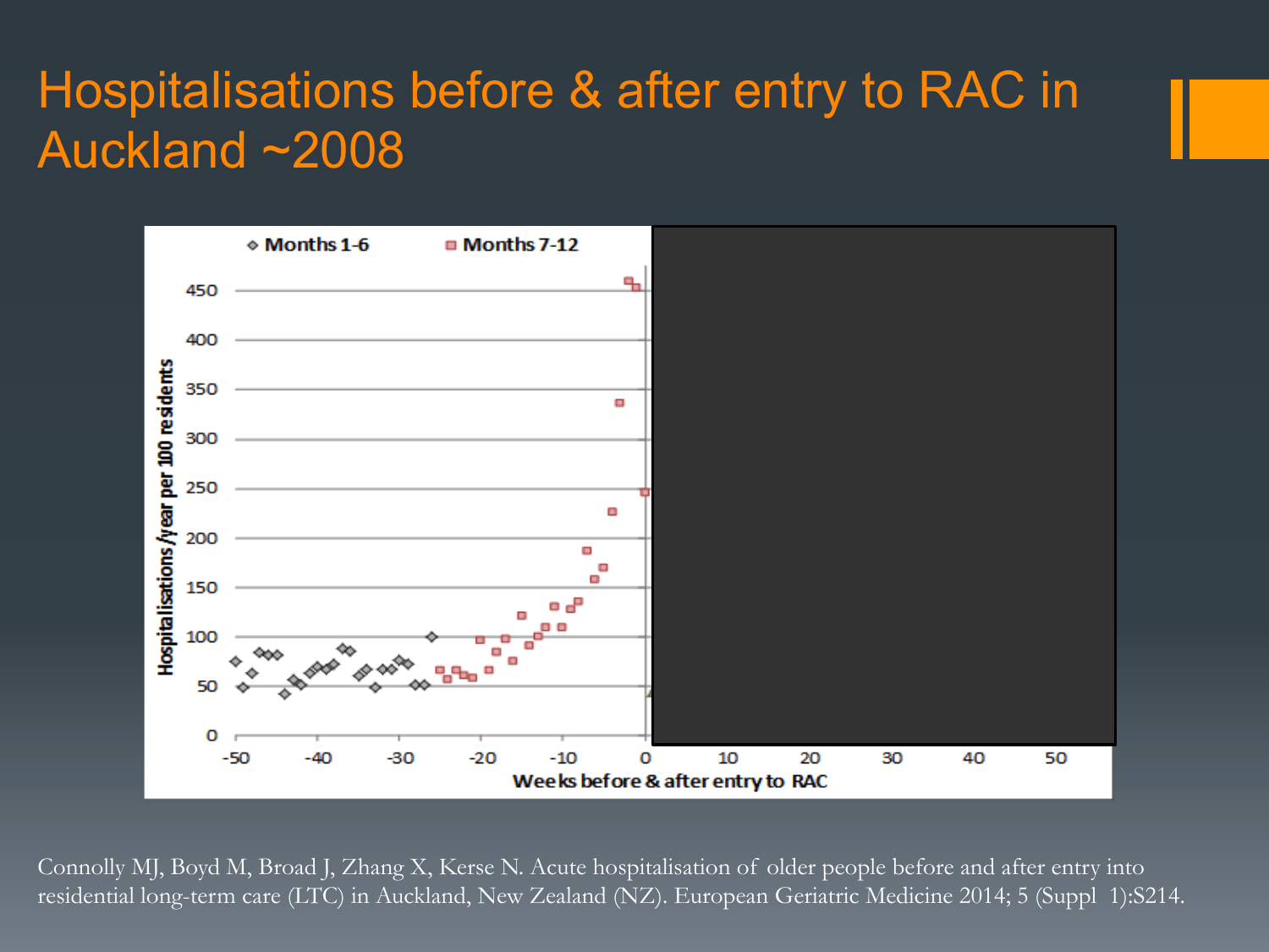# Hospitalisations before & after entry to RAC in Auckland ~2008

Connolly MJ, Boyd M, Broad J, Zhang X, Kerse N. Acute hospitalisation of older people before and after entry into residential long-term care (LTC) in Auckland, New Zealand (NZ). European Geriatric Medicine 2014; 5 (Suppl 1):S214.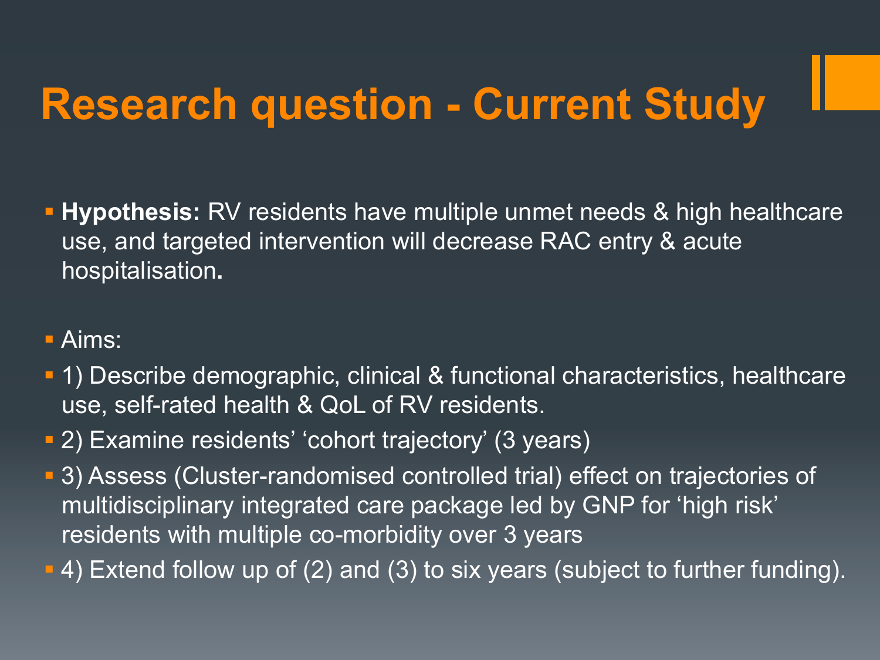# Research question - Current Study

- **Hypothesis:** RV residents have multiple unmet needs & high healthcare use, and targeted intervention will decrease RAC entry & acute hospitalisation.
- Aims:
- 1) Describe demographic, clinical & functional characteristics, healthcare use, self-rated health & QoL of RV residents.
- 2) Examine residents' 'cohort trajectory' (3 years)
- 3) Assess (Cluster-randomised controlled trial) effect on trajectories of multidisciplinary integrated care package led by GNP for 'high risk' residents with multiple co-morbidity over 3 years
- 4) Extend follow up of (2) and (3) to six years (subject to further funding).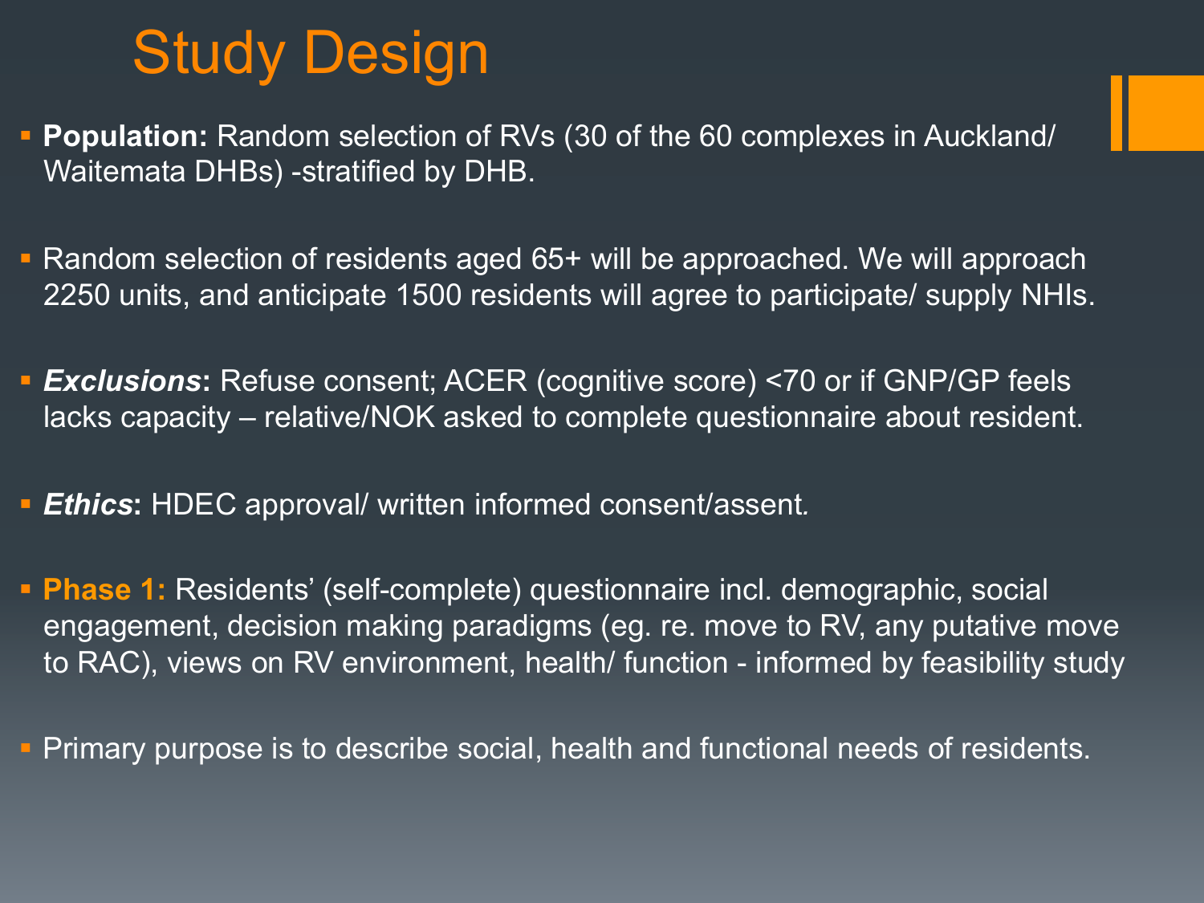# Study Design

- **Population:** Random selection of RVs (30 of the 60 complexes in Auckland/ Waitemata DHBs) -stratified by DHB.

- Random selection of residents aged 65+ will be approached. We will approach 2250 units, and anticipate 1500 residents will agree to participate/ supply NHIs.

- ***Exclusions*****:** Refuse consent; ACER (cognitive score) <70 or if GNP/GP feels lacks capacity – relative/NOK asked to complete questionnaire about resident.

- ***Ethics*****:** HDEC approval/ written informed consent/assent.

- **Phase 1:** Residents' (self-complete) questionnaire incl. demographic, social engagement, decision making paradigms (eg. re. move to RV, any putative move to RAC), views on RV environment, health/ function - informed by feasibility study

- Primary purpose is to describe social, health and functional needs of residents.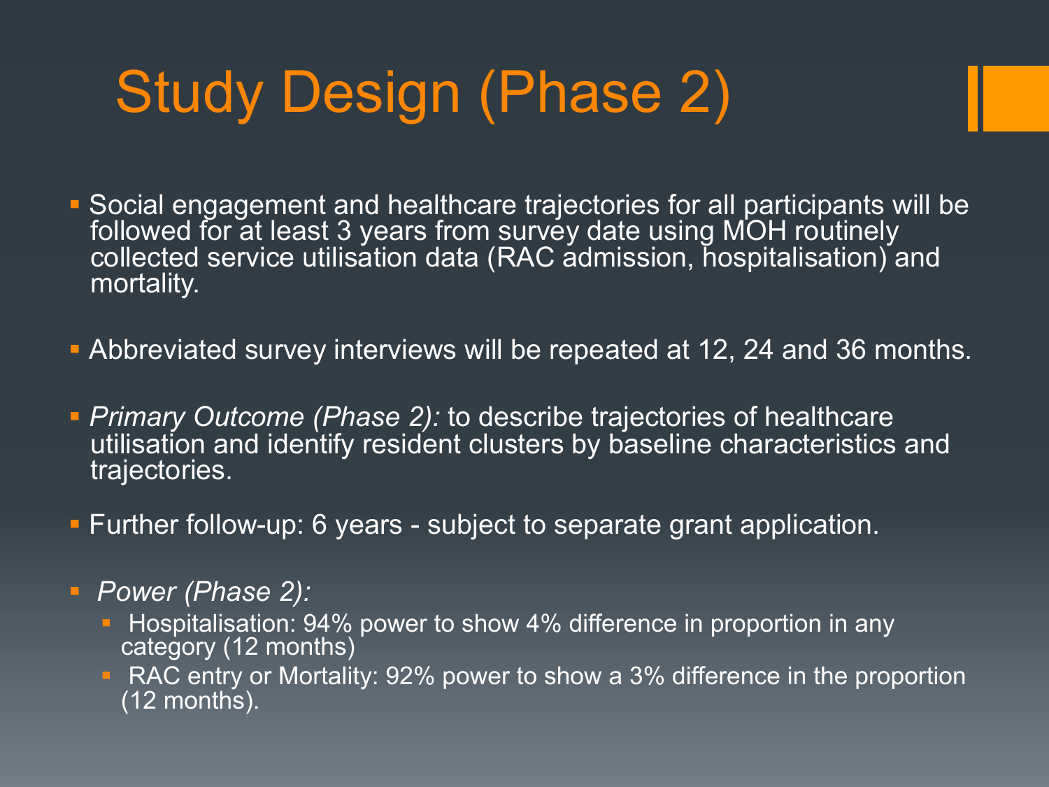# Study Design (Phase 2)

- Social engagement and healthcare trajectories for all participants will be followed for at least 3 years from survey date using MOH routinely collected service utilisation data (RAC admission, hospitalisation) and mortality.
- Abbreviated survey interviews will be repeated at 12, 24 and 36 months.
- *Primary Outcome (Phase 2):* to describe trajectories of healthcare utilisation and identify resident clusters by baseline characteristics and trajectories.
- Further follow-up: 6 years - subject to separate grant application.
- *Power (Phase 2):*
  - Hospitalisation: 94% power to show 4% difference in proportion in any category (12 months)
  - RAC entry or Mortality: 92% power to show a 3% difference in the proportion (12 months).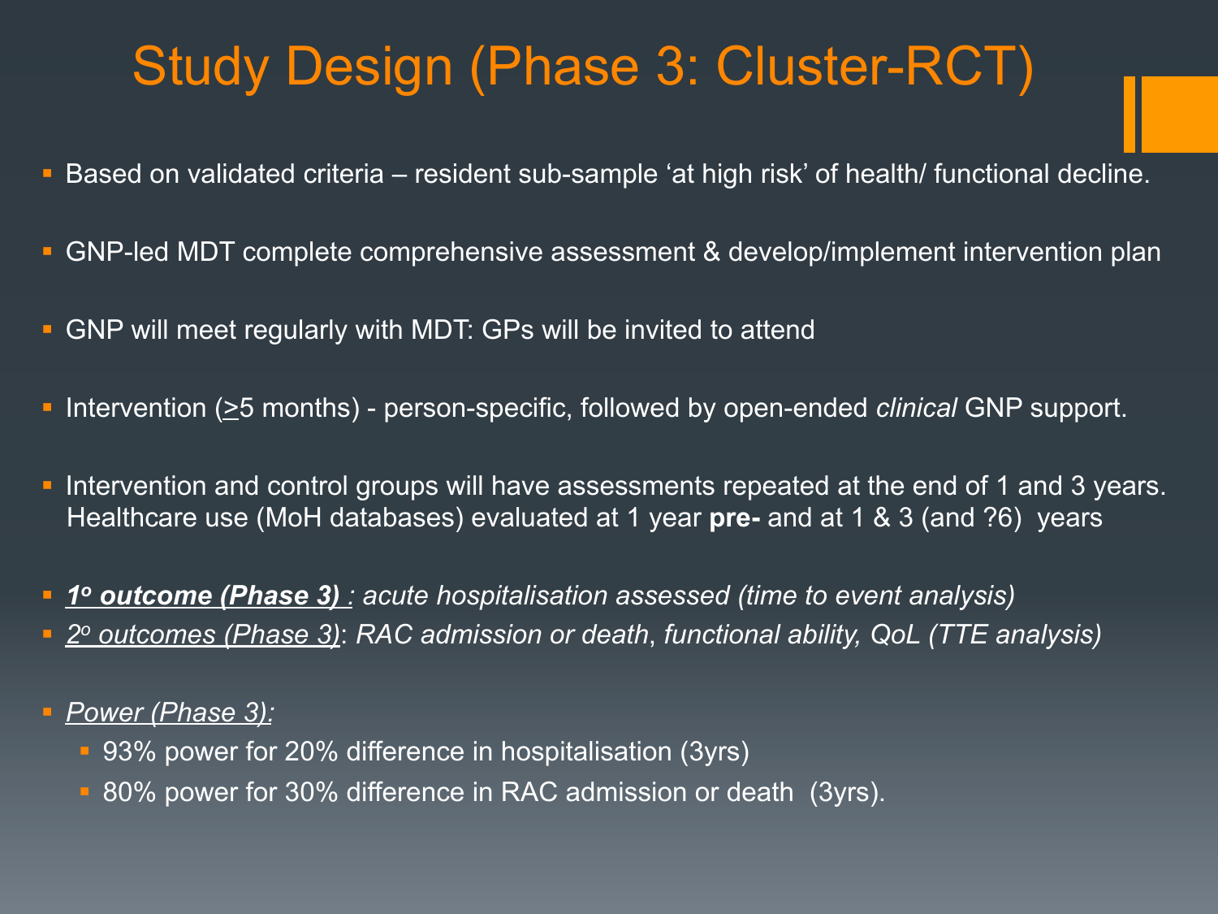# Study Design (Phase 3: Cluster-RCT)

- Based on validated criteria – resident sub-sample 'at high risk' of health/ functional decline.
- GNP-led MDT complete comprehensive assessment & develop/implement intervention plan
- GNP will meet regularly with MDT: GPs will be invited to attend
- Intervention ($\geq$5 months) - person-specific, followed by open-ended *clinical* GNP support.
- Intervention and control groups will have assessments repeated at the end of 1 and 3 years. Healthcare use (MoH databases) evaluated at 1 year **pre-** and at 1 & 3 (and ?6) years
- ***1^o^ outcome (Phase 3) :*** *acute hospitalisation assessed (time to event analysis)*
- *2^o^ outcomes (Phase 3)*: *RAC admission or death*, *functional ability, QoL (TTE analysis)*
- *Power (Phase 3):*
  - 93% power for 20% difference in hospitalisation (3yrs)
  - 80% power for 30% difference in RAC admission or death (3yrs).